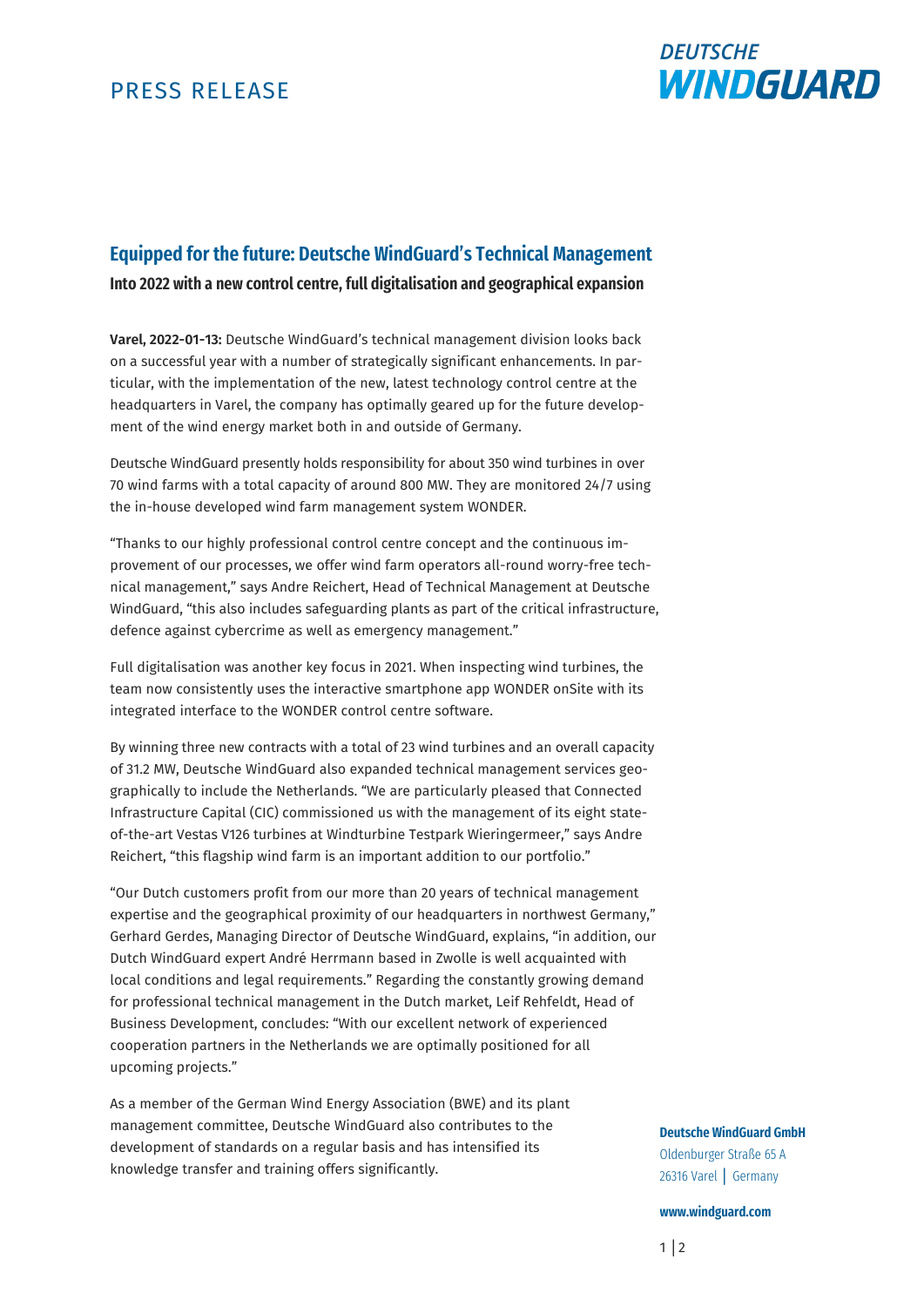PRESS RELEASE

DEUTSCHE WINDGUARD

## Equipped for the future: Deutsche WindGuard's Technical Management

**Into 2022 with a new control centre, full digitalisation and geographical expansion**

**Varel, 2022-01-13:** Deutsche WindGuard's technical management division looks back on a successful year with a number of strategically significant enhancements. In particular, with the implementation of the new, latest technology control centre at the headquarters in Varel, the company has optimally geared up for the future development of the wind energy market both in and outside of Germany.

Deutsche WindGuard presently holds responsibility for about 350 wind turbines in over 70 wind farms with a total capacity of around 800 MW. They are monitored 24/7 using the in-house developed wind farm management system WONDER.

"Thanks to our highly professional control centre concept and the continuous improvement of our processes, we offer wind farm operators all-round worry-free technical management," says Andre Reichert, Head of Technical Management at Deutsche WindGuard, "this also includes safeguarding plants as part of the critical infrastructure, defence against cybercrime as well as emergency management."

Full digitalisation was another key focus in 2021. When inspecting wind turbines, the team now consistently uses the interactive smartphone app WONDER onSite with its integrated interface to the WONDER control centre software.

By winning three new contracts with a total of 23 wind turbines and an overall capacity of 31.2 MW, Deutsche WindGuard also expanded technical management services geographically to include the Netherlands. "We are particularly pleased that Connected Infrastructure Capital (CIC) commissioned us with the management of its eight state-of-the-art Vestas V126 turbines at Windturbine Testpark Wieringermeer," says Andre Reichert, "this flagship wind farm is an important addition to our portfolio."

"Our Dutch customers profit from our more than 20 years of technical management expertise and the geographical proximity of our headquarters in northwest Germany," Gerhard Gerdes, Managing Director of Deutsche WindGuard, explains, "in addition, our Dutch WindGuard expert André Herrmann based in Zwolle is well acquainted with local conditions and legal requirements." Regarding the constantly growing demand for professional technical management in the Dutch market, Leif Rehfeldt, Head of Business Development, concludes: "With our excellent network of experienced cooperation partners in the Netherlands we are optimally positioned for all upcoming projects."

As a member of the German Wind Energy Association (BWE) and its plant management committee, Deutsche WindGuard also contributes to the development of standards on a regular basis and has intensified its knowledge transfer and training offers significantly.

**Deutsche WindGuard GmbH**
Oldenburger Straße 65 A
26316 Varel | Germany

**www.windguard.com**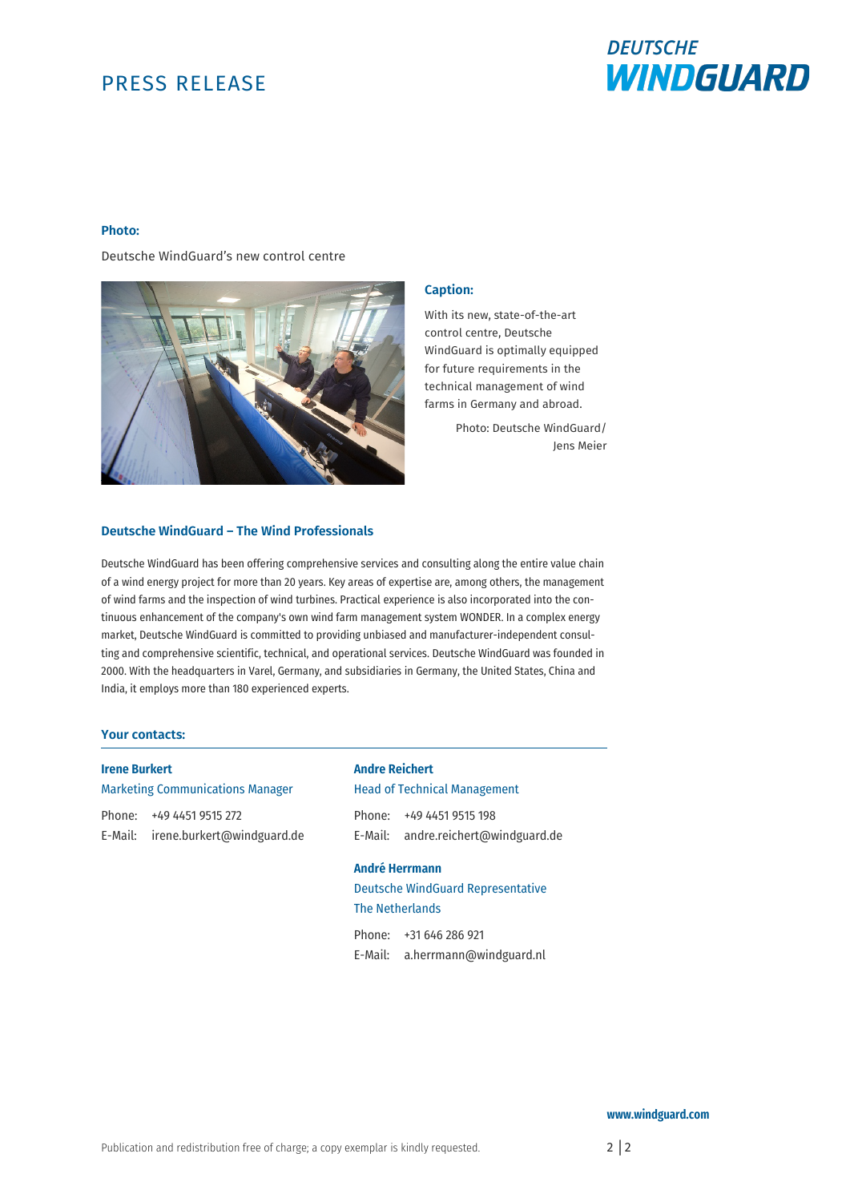**Photo:**

Deutsche WindGuard's new control centre

**Caption:**

With its new, state-of-the-art control centre, Deutsche WindGuard is optimally equipped for future requirements in the technical management of wind farms in Germany and abroad.

Photo: Deutsche WindGuard/ Jens Meier

## Deutsche WindGuard – The Wind Professionals

Deutsche WindGuard has been offering comprehensive services and consulting along the entire value chain of a wind energy project for more than 20 years. Key areas of expertise are, among others, the management of wind farms and the inspection of wind turbines. Practical experience is also incorporated into the continuous enhancement of the company's own wind farm management system WONDER. In a complex energy market, Deutsche WindGuard is committed to providing unbiased and manufacturer-independent consulting and comprehensive scientific, technical, and operational services. Deutsche WindGuard was founded in 2000. With the headquarters in Varel, Germany, and subsidiaries in Germany, the United States, China and India, it employs more than 180 experienced experts.

**Your contacts:**

**Irene Burkert**
Marketing Communications Manager
Phone: +49 4451 9515 272
E-Mail: irene.burkert@windguard.de

**Andre Reichert**
Head of Technical Management
Phone: +49 4451 9515 198
E-Mail: andre.reichert@windguard.de

**André Herrmann**
Deutsche WindGuard Representative
The Netherlands
Phone: +31 646 286 921
E-Mail: a.herrmann@windguard.nl

www.windguard.com

Publication and redistribution free of charge; a copy exemplar is kindly requested.